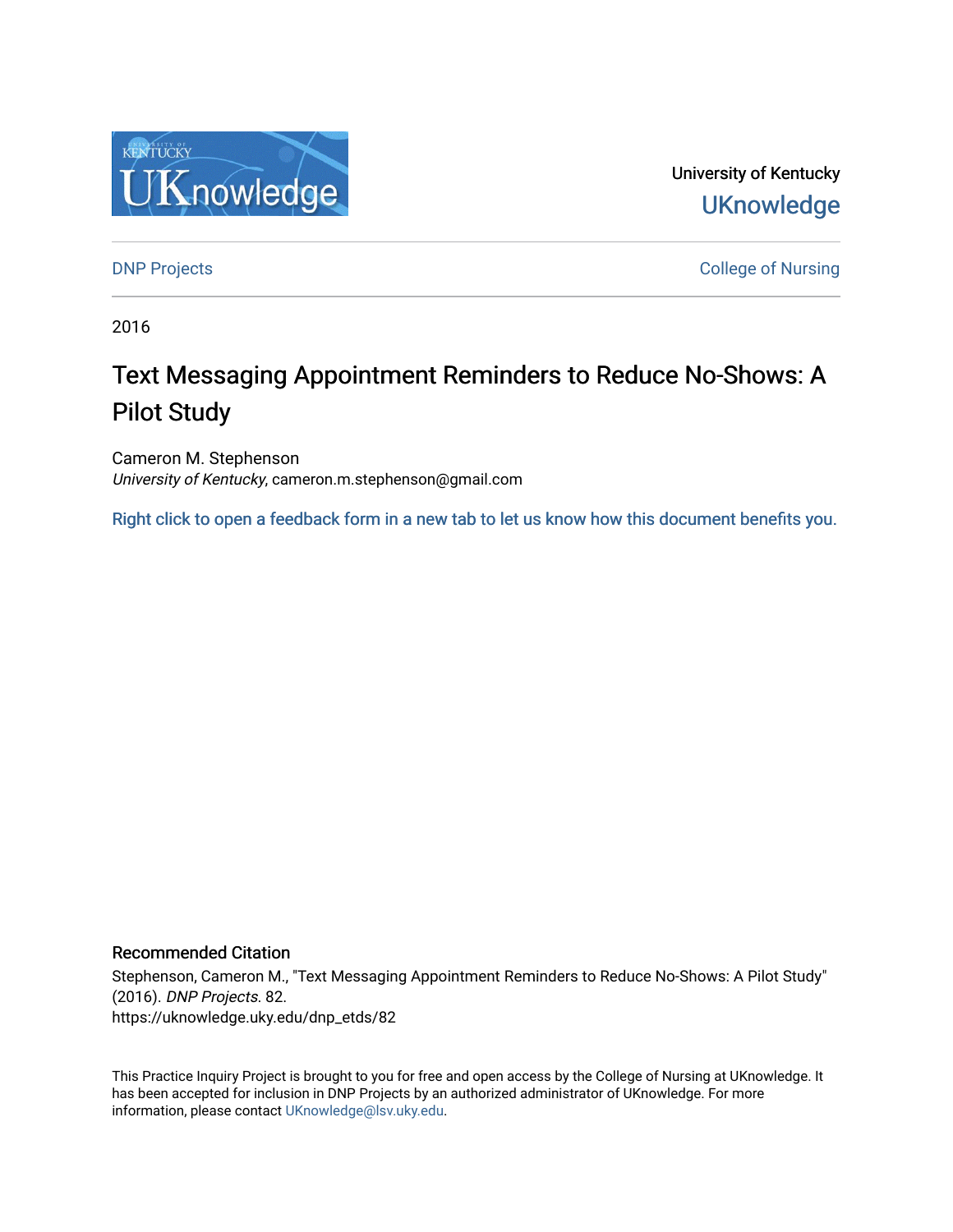University of Kentucky

UKnowledge

DNP Projects

College of Nursing

2016

# Text Messaging Appointment Reminders to Reduce No-Shows: A Pilot Study

Cameron M. Stephenson
*University of Kentucky*, cameron.m.stephenson@gmail.com

Right click to open a feedback form in a new tab to let us know how this document benefits you.

## Recommended Citation

Stephenson, Cameron M., "Text Messaging Appointment Reminders to Reduce No-Shows: A Pilot Study" (2016). *DNP Projects*. 82.
https://uknowledge.uky.edu/dnp_etds/82

This Practice Inquiry Project is brought to you for free and open access by the College of Nursing at UKnowledge. It has been accepted for inclusion in DNP Projects by an authorized administrator of UKnowledge. For more information, please contact UKnowledge@lsv.uky.edu.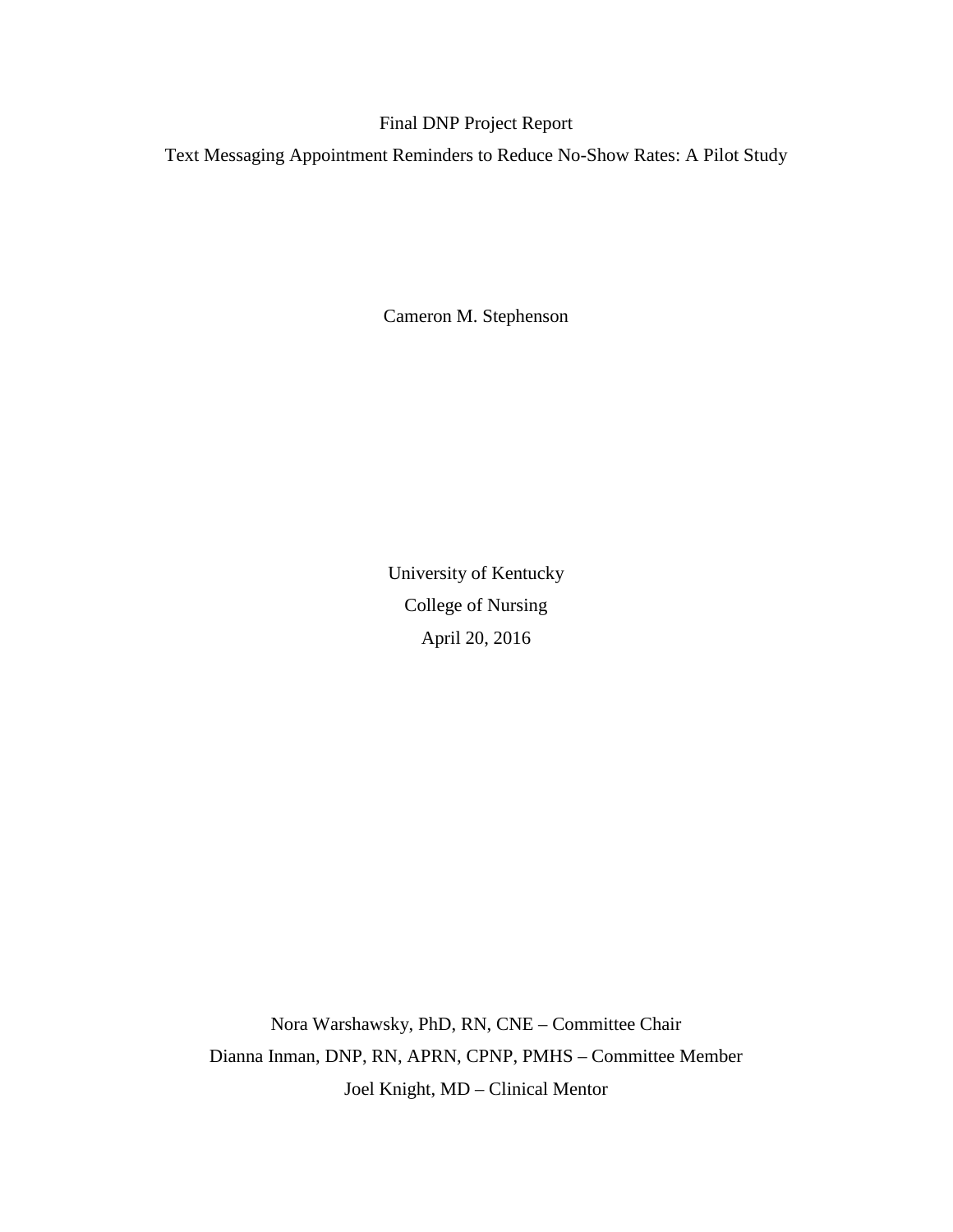Final DNP Project Report

Text Messaging Appointment Reminders to Reduce No-Show Rates: A Pilot Study

Cameron M. Stephenson

University of Kentucky

College of Nursing

April 20, 2016

Nora Warshawsky, PhD, RN, CNE – Committee Chair

Dianna Inman, DNP, RN, APRN, CPNP, PMHS – Committee Member

Joel Knight, MD – Clinical Mentor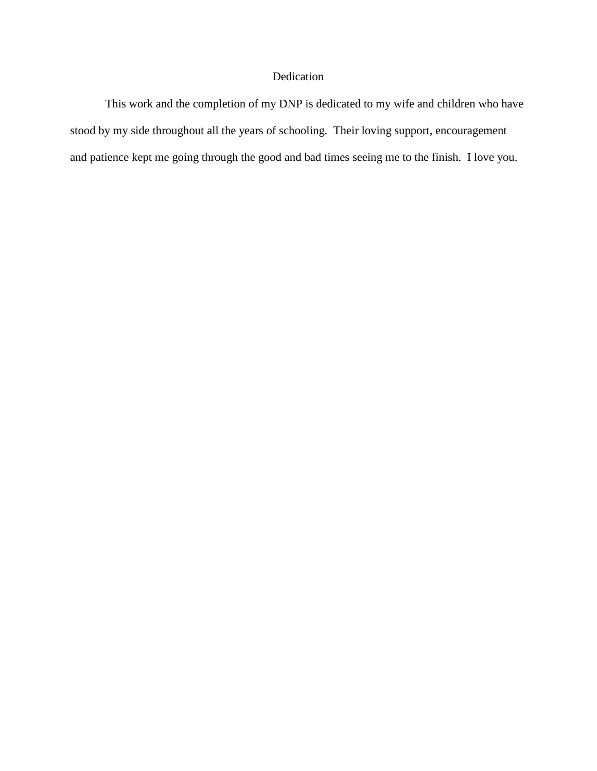# Dedication

This work and the completion of my DNP is dedicated to my wife and children who have stood by my side throughout all the years of schooling. Their loving support, encouragement and patience kept me going through the good and bad times seeing me to the finish. I love you.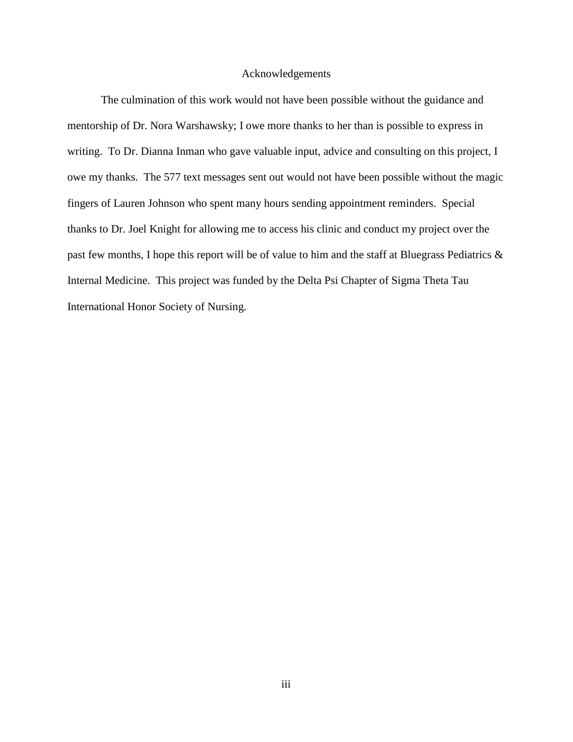# Acknowledgements

The culmination of this work would not have been possible without the guidance and mentorship of Dr. Nora Warshawsky; I owe more thanks to her than is possible to express in writing. To Dr. Dianna Inman who gave valuable input, advice and consulting on this project, I owe my thanks. The 577 text messages sent out would not have been possible without the magic fingers of Lauren Johnson who spent many hours sending appointment reminders. Special thanks to Dr. Joel Knight for allowing me to access his clinic and conduct my project over the past few months, I hope this report will be of value to him and the staff at Bluegrass Pediatrics & Internal Medicine. This project was funded by the Delta Psi Chapter of Sigma Theta Tau International Honor Society of Nursing.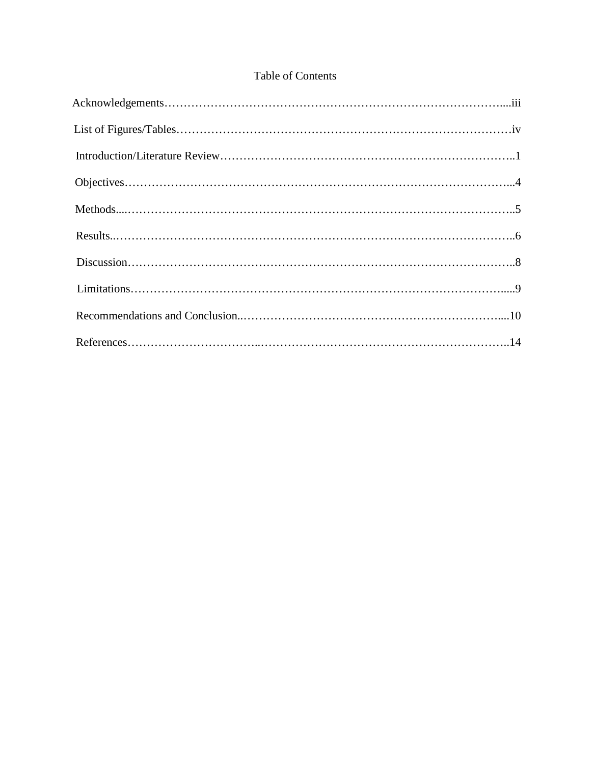# Table of Contents

Acknowledgements…………………………………………………………………………....iii

List of Figures/Tables……………………………………………………………………………iv

Introduction/Literature Review…………………………………………………………………..1

Objectives………………………………………………………………………………………...4

Methods...………………………………………………………………………………………..5

Results..…………………………………………………………………………………………..6

Discussion………………………………………………………………………………………..8

Limitations……………………………………………………………………………………......9

Recommendations and Conclusion..…………………………………………………………....10

References…………………………...…………………………………………………………..14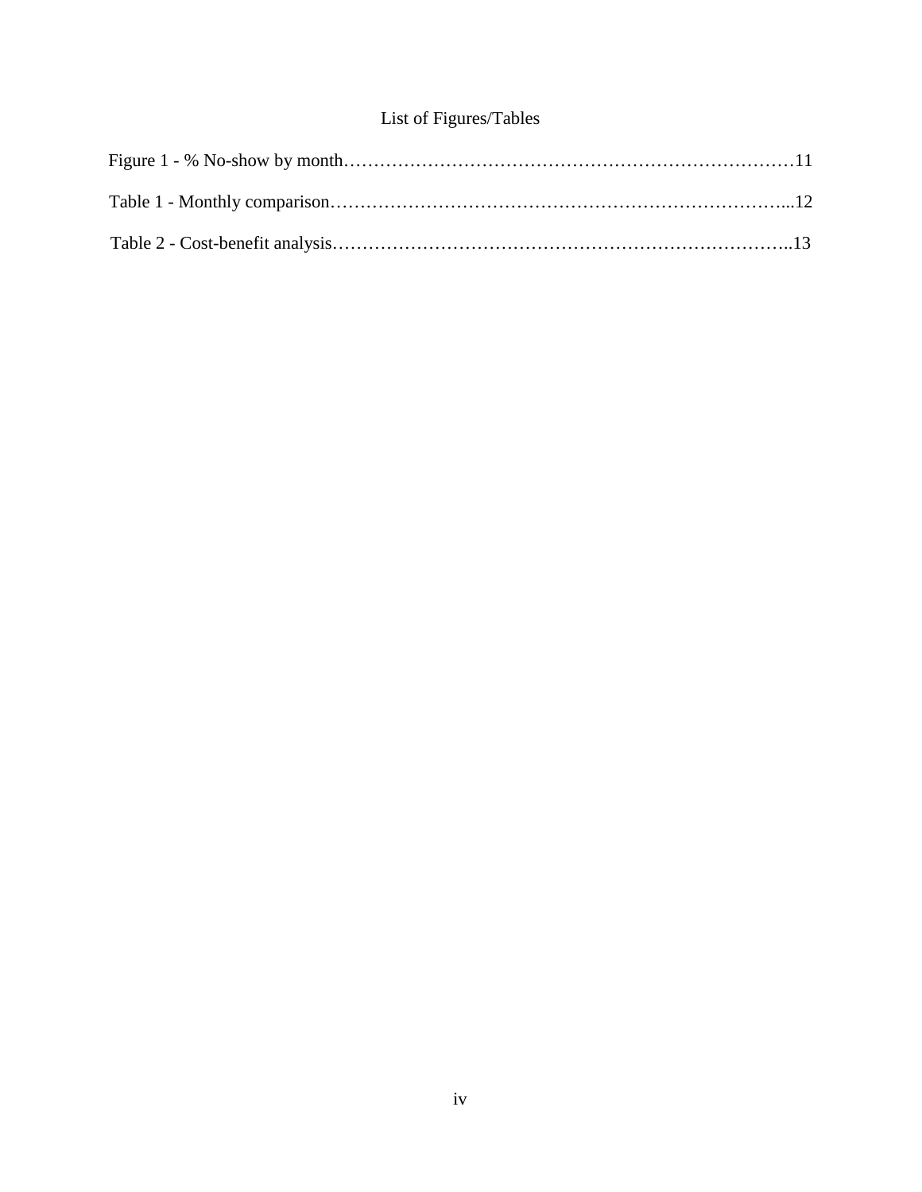# List of Figures/Tables

Figure 1 - % No-show by month…………………………………………………………………11

Table 1 - Monthly comparison……………………………………………………………...12

Table 2 - Cost-benefit analysis……………………………………………………………..13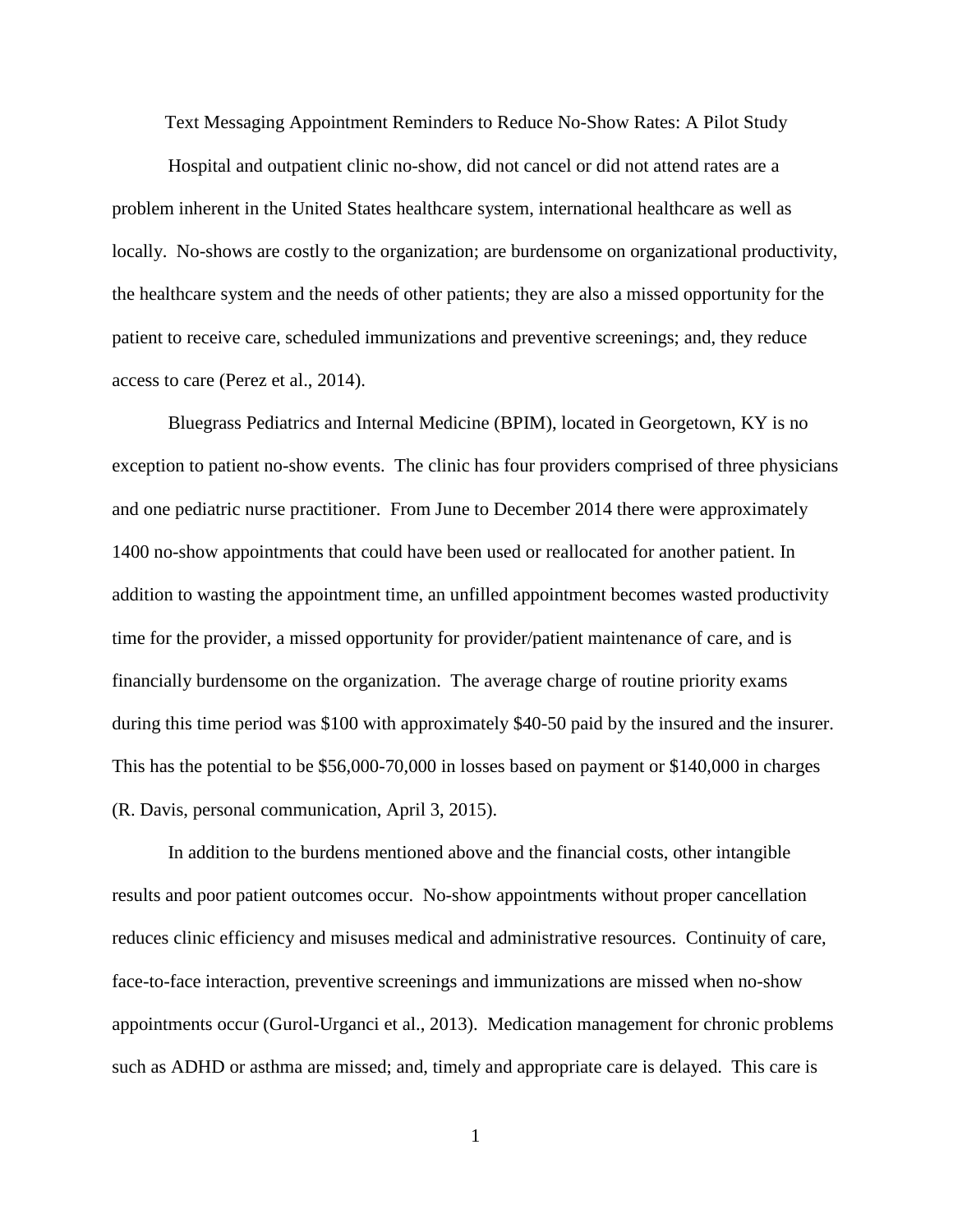# Text Messaging Appointment Reminders to Reduce No-Show Rates: A Pilot Study

Hospital and outpatient clinic no-show, did not cancel or did not attend rates are a problem inherent in the United States healthcare system, international healthcare as well as locally. No-shows are costly to the organization; are burdensome on organizational productivity, the healthcare system and the needs of other patients; they are also a missed opportunity for the patient to receive care, scheduled immunizations and preventive screenings; and, they reduce access to care (Perez et al., 2014).

Bluegrass Pediatrics and Internal Medicine (BPIM), located in Georgetown, KY is no exception to patient no-show events. The clinic has four providers comprised of three physicians and one pediatric nurse practitioner. From June to December 2014 there were approximately 1400 no-show appointments that could have been used or reallocated for another patient. In addition to wasting the appointment time, an unfilled appointment becomes wasted productivity time for the provider, a missed opportunity for provider/patient maintenance of care, and is financially burdensome on the organization. The average charge of routine priority exams during this time period was $100 with approximately $40-50 paid by the insured and the insurer. This has the potential to be $56,000-70,000 in losses based on payment or $140,000 in charges (R. Davis, personal communication, April 3, 2015).

In addition to the burdens mentioned above and the financial costs, other intangible results and poor patient outcomes occur. No-show appointments without proper cancellation reduces clinic efficiency and misuses medical and administrative resources. Continuity of care, face-to-face interaction, preventive screenings and immunizations are missed when no-show appointments occur (Gurol-Urganci et al., 2013). Medication management for chronic problems such as ADHD or asthma are missed; and, timely and appropriate care is delayed. This care is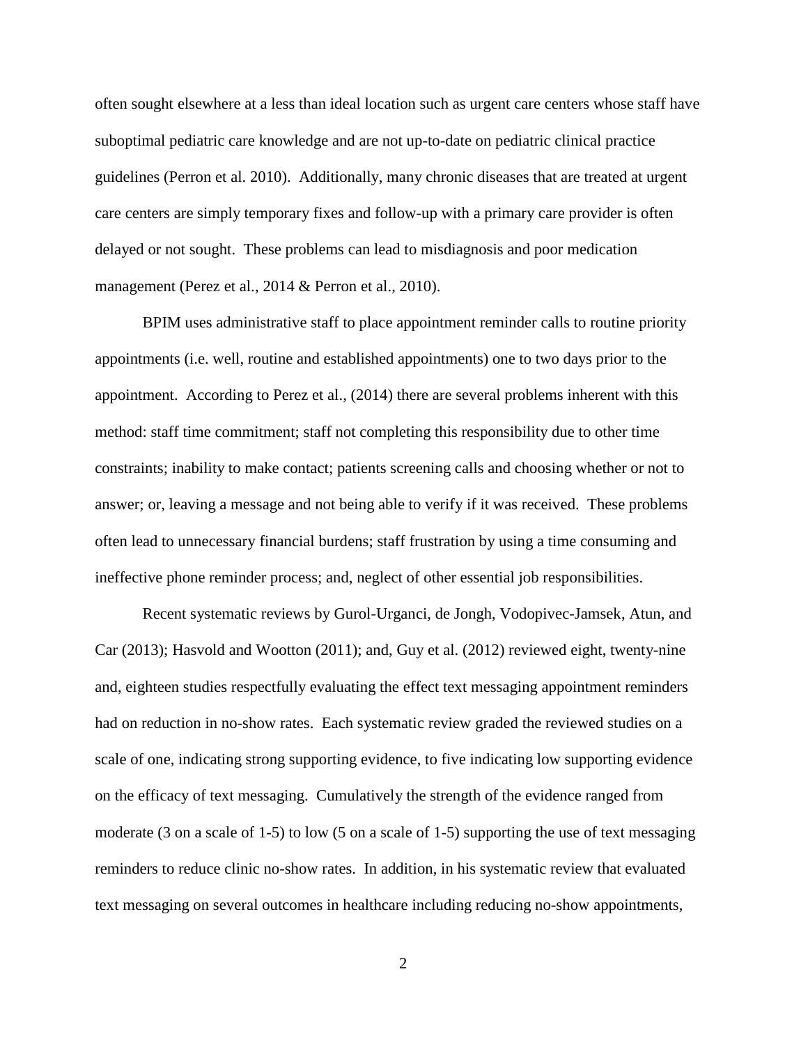often sought elsewhere at a less than ideal location such as urgent care centers whose staff have suboptimal pediatric care knowledge and are not up-to-date on pediatric clinical practice guidelines (Perron et al. 2010). Additionally, many chronic diseases that are treated at urgent care centers are simply temporary fixes and follow-up with a primary care provider is often delayed or not sought. These problems can lead to misdiagnosis and poor medication management (Perez et al., 2014 & Perron et al., 2010).

BPIM uses administrative staff to place appointment reminder calls to routine priority appointments (i.e. well, routine and established appointments) one to two days prior to the appointment. According to Perez et al., (2014) there are several problems inherent with this method: staff time commitment; staff not completing this responsibility due to other time constraints; inability to make contact; patients screening calls and choosing whether or not to answer; or, leaving a message and not being able to verify if it was received. These problems often lead to unnecessary financial burdens; staff frustration by using a time consuming and ineffective phone reminder process; and, neglect of other essential job responsibilities.

Recent systematic reviews by Gurol-Urganci, de Jongh, Vodopivec-Jamsek, Atun, and Car (2013); Hasvold and Wootton (2011); and, Guy et al. (2012) reviewed eight, twenty-nine and, eighteen studies respectfully evaluating the effect text messaging appointment reminders had on reduction in no-show rates. Each systematic review graded the reviewed studies on a scale of one, indicating strong supporting evidence, to five indicating low supporting evidence on the efficacy of text messaging. Cumulatively the strength of the evidence ranged from moderate (3 on a scale of 1-5) to low (5 on a scale of 1-5) supporting the use of text messaging reminders to reduce clinic no-show rates. In addition, in his systematic review that evaluated text messaging on several outcomes in healthcare including reducing no-show appointments,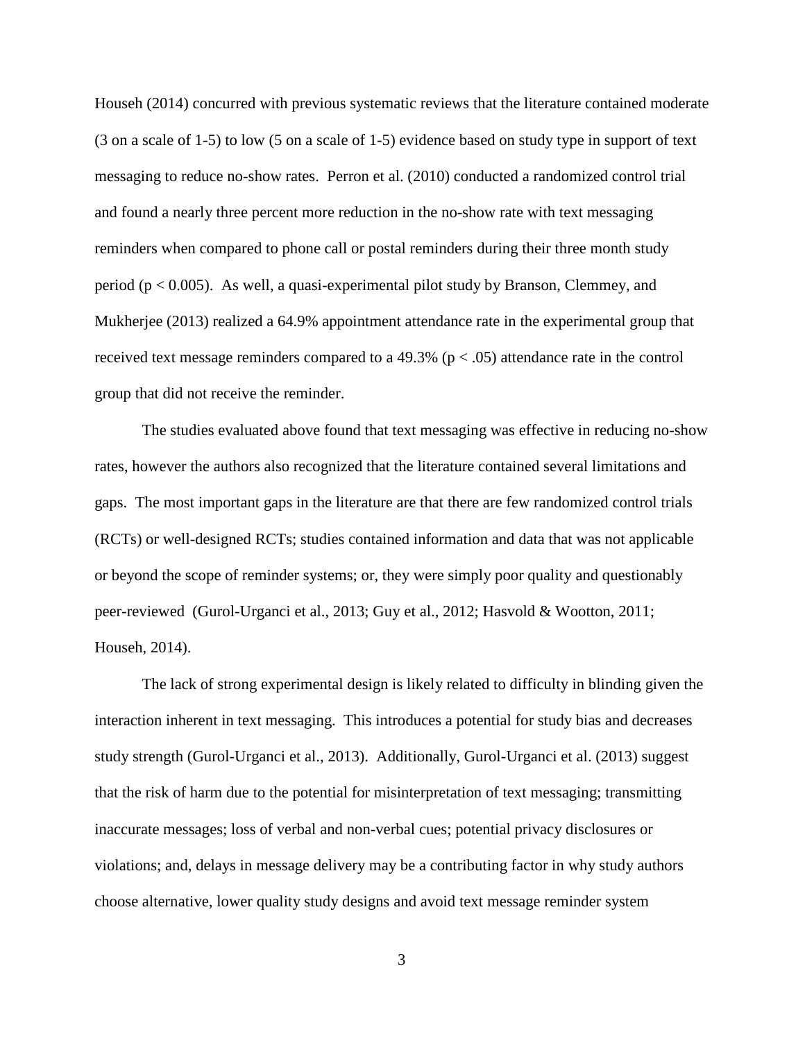Househ (2014) concurred with previous systematic reviews that the literature contained moderate (3 on a scale of 1-5) to low (5 on a scale of 1-5) evidence based on study type in support of text messaging to reduce no-show rates. Perron et al. (2010) conducted a randomized control trial and found a nearly three percent more reduction in the no-show rate with text messaging reminders when compared to phone call or postal reminders during their three month study period ($p < 0.005$). As well, a quasi-experimental pilot study by Branson, Clemmey, and Mukherjee (2013) realized a 64.9% appointment attendance rate in the experimental group that received text message reminders compared to a 49.3% ($p < .05$) attendance rate in the control group that did not receive the reminder.

The studies evaluated above found that text messaging was effective in reducing no-show rates, however the authors also recognized that the literature contained several limitations and gaps. The most important gaps in the literature are that there are few randomized control trials (RCTs) or well-designed RCTs; studies contained information and data that was not applicable or beyond the scope of reminder systems; or, they were simply poor quality and questionably peer-reviewed (Gurol-Urganci et al., 2013; Guy et al., 2012; Hasvold & Wootton, 2011; Househ, 2014).

The lack of strong experimental design is likely related to difficulty in blinding given the interaction inherent in text messaging. This introduces a potential for study bias and decreases study strength (Gurol-Urganci et al., 2013). Additionally, Gurol-Urganci et al. (2013) suggest that the risk of harm due to the potential for misinterpretation of text messaging; transmitting inaccurate messages; loss of verbal and non-verbal cues; potential privacy disclosures or violations; and, delays in message delivery may be a contributing factor in why study authors choose alternative, lower quality study designs and avoid text message reminder system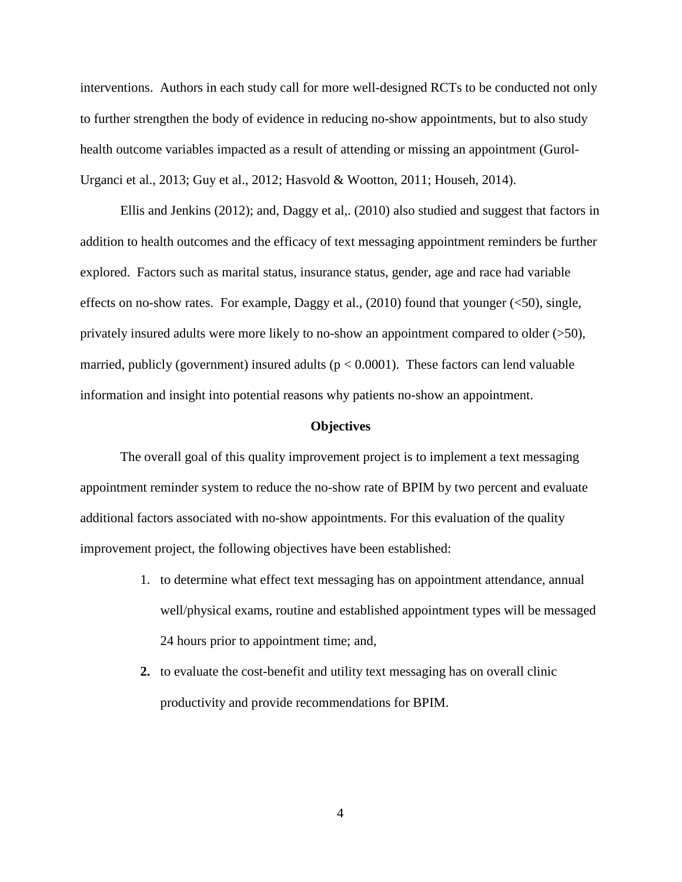interventions. Authors in each study call for more well-designed RCTs to be conducted not only to further strengthen the body of evidence in reducing no-show appointments, but to also study health outcome variables impacted as a result of attending or missing an appointment (Gurol-Urganci et al., 2013; Guy et al., 2012; Hasvold & Wootton, 2011; Househ, 2014).

Ellis and Jenkins (2012); and, Daggy et al,. (2010) also studied and suggest that factors in addition to health outcomes and the efficacy of text messaging appointment reminders be further explored. Factors such as marital status, insurance status, gender, age and race had variable effects on no-show rates. For example, Daggy et al., (2010) found that younger (<50), single, privately insured adults were more likely to no-show an appointment compared to older (>50), married, publicly (government) insured adults ($p < 0.0001$). These factors can lend valuable information and insight into potential reasons why patients no-show an appointment.

## Objectives

The overall goal of this quality improvement project is to implement a text messaging appointment reminder system to reduce the no-show rate of BPIM by two percent and evaluate additional factors associated with no-show appointments. For this evaluation of the quality improvement project, the following objectives have been established:

1. to determine what effect text messaging has on appointment attendance, annual well/physical exams, routine and established appointment types will be messaged 24 hours prior to appointment time; and,
2. to evaluate the cost-benefit and utility text messaging has on overall clinic productivity and provide recommendations for BPIM.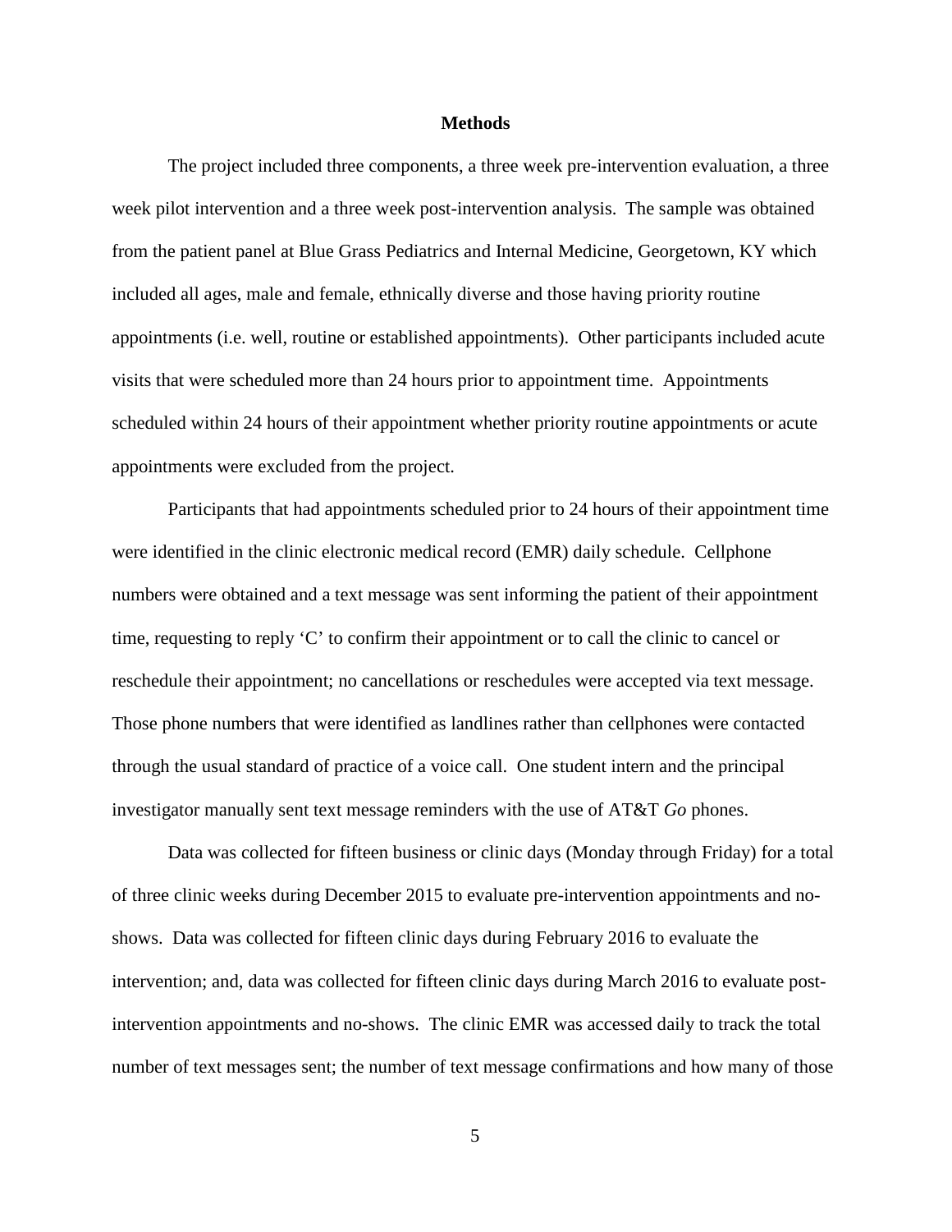# Methods

The project included three components, a three week pre-intervention evaluation, a three week pilot intervention and a three week post-intervention analysis. The sample was obtained from the patient panel at Blue Grass Pediatrics and Internal Medicine, Georgetown, KY which included all ages, male and female, ethnically diverse and those having priority routine appointments (i.e. well, routine or established appointments). Other participants included acute visits that were scheduled more than 24 hours prior to appointment time. Appointments scheduled within 24 hours of their appointment whether priority routine appointments or acute appointments were excluded from the project.

Participants that had appointments scheduled prior to 24 hours of their appointment time were identified in the clinic electronic medical record (EMR) daily schedule. Cellphone numbers were obtained and a text message was sent informing the patient of their appointment time, requesting to reply 'C' to confirm their appointment or to call the clinic to cancel or reschedule their appointment; no cancellations or reschedules were accepted via text message. Those phone numbers that were identified as landlines rather than cellphones were contacted through the usual standard of practice of a voice call. One student intern and the principal investigator manually sent text message reminders with the use of AT&T *Go* phones.

Data was collected for fifteen business or clinic days (Monday through Friday) for a total of three clinic weeks during December 2015 to evaluate pre-intervention appointments and no-shows. Data was collected for fifteen clinic days during February 2016 to evaluate the intervention; and, data was collected for fifteen clinic days during March 2016 to evaluate post-intervention appointments and no-shows. The clinic EMR was accessed daily to track the total number of text messages sent; the number of text message confirmations and how many of those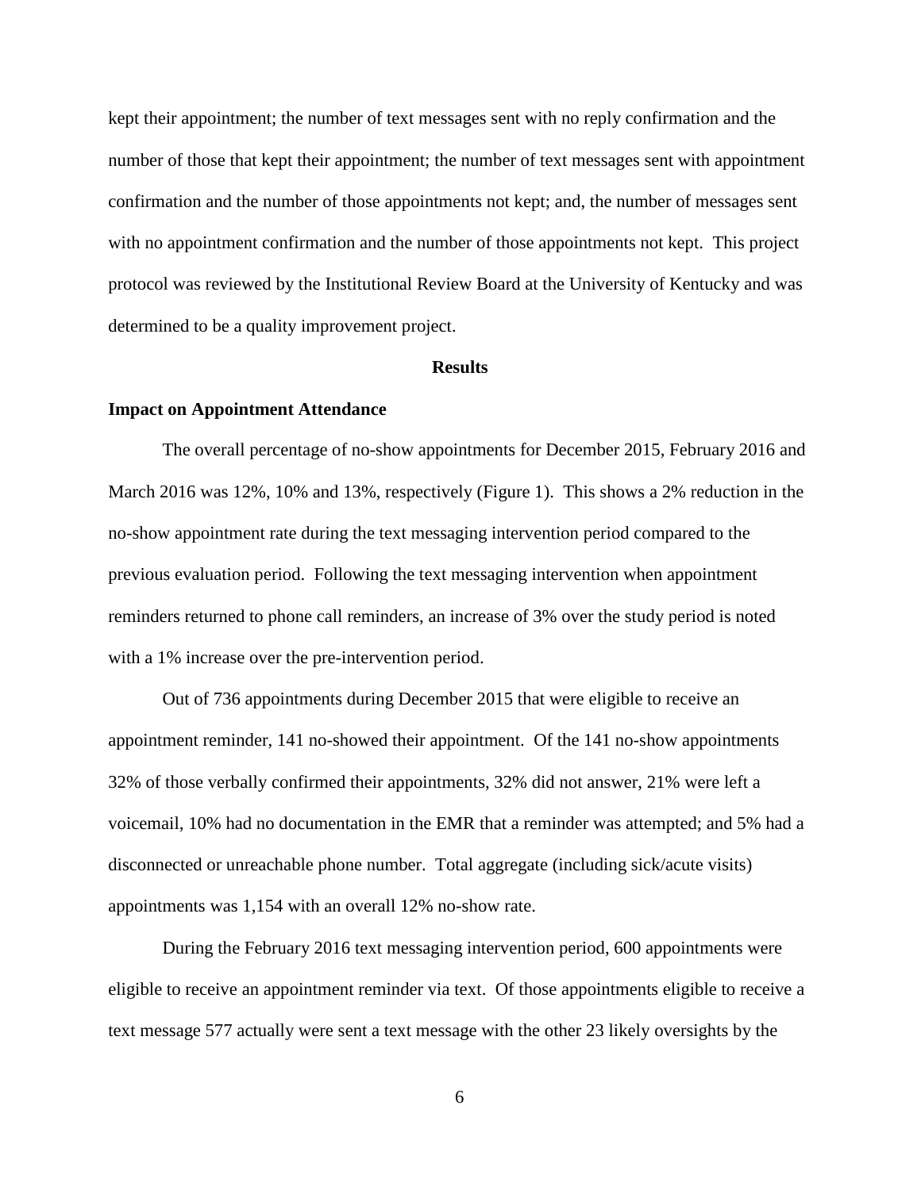kept their appointment; the number of text messages sent with no reply confirmation and the number of those that kept their appointment; the number of text messages sent with appointment confirmation and the number of those appointments not kept; and, the number of messages sent with no appointment confirmation and the number of those appointments not kept. This project protocol was reviewed by the Institutional Review Board at the University of Kentucky and was determined to be a quality improvement project.

## Results

### Impact on Appointment Attendance

The overall percentage of no-show appointments for December 2015, February 2016 and March 2016 was 12%, 10% and 13%, respectively (Figure 1). This shows a 2% reduction in the no-show appointment rate during the text messaging intervention period compared to the previous evaluation period. Following the text messaging intervention when appointment reminders returned to phone call reminders, an increase of 3% over the study period is noted with a 1% increase over the pre-intervention period.

Out of 736 appointments during December 2015 that were eligible to receive an appointment reminder, 141 no-showed their appointment. Of the 141 no-show appointments 32% of those verbally confirmed their appointments, 32% did not answer, 21% were left a voicemail, 10% had no documentation in the EMR that a reminder was attempted; and 5% had a disconnected or unreachable phone number. Total aggregate (including sick/acute visits) appointments was 1,154 with an overall 12% no-show rate.

During the February 2016 text messaging intervention period, 600 appointments were eligible to receive an appointment reminder via text. Of those appointments eligible to receive a text message 577 actually were sent a text message with the other 23 likely oversights by the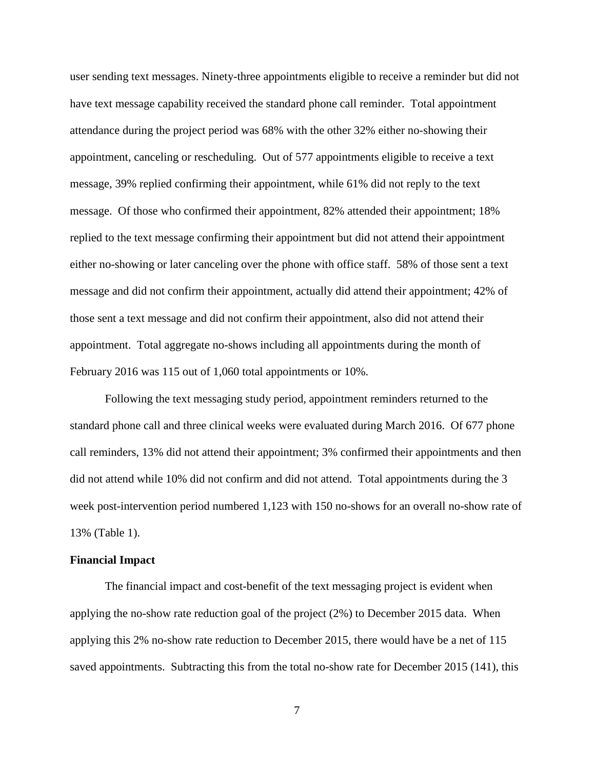user sending text messages. Ninety-three appointments eligible to receive a reminder but did not have text message capability received the standard phone call reminder. Total appointment attendance during the project period was 68% with the other 32% either no-showing their appointment, canceling or rescheduling. Out of 577 appointments eligible to receive a text message, 39% replied confirming their appointment, while 61% did not reply to the text message. Of those who confirmed their appointment, 82% attended their appointment; 18% replied to the text message confirming their appointment but did not attend their appointment either no-showing or later canceling over the phone with office staff. 58% of those sent a text message and did not confirm their appointment, actually did attend their appointment; 42% of those sent a text message and did not confirm their appointment, also did not attend their appointment. Total aggregate no-shows including all appointments during the month of February 2016 was 115 out of 1,060 total appointments or 10%.

Following the text messaging study period, appointment reminders returned to the standard phone call and three clinical weeks were evaluated during March 2016. Of 677 phone call reminders, 13% did not attend their appointment; 3% confirmed their appointments and then did not attend while 10% did not confirm and did not attend. Total appointments during the 3 week post-intervention period numbered 1,123 with 150 no-shows for an overall no-show rate of 13% (Table 1).

**Financial Impact**

The financial impact and cost-benefit of the text messaging project is evident when applying the no-show rate reduction goal of the project (2%) to December 2015 data. When applying this 2% no-show rate reduction to December 2015, there would have be a net of 115 saved appointments. Subtracting this from the total no-show rate for December 2015 (141), this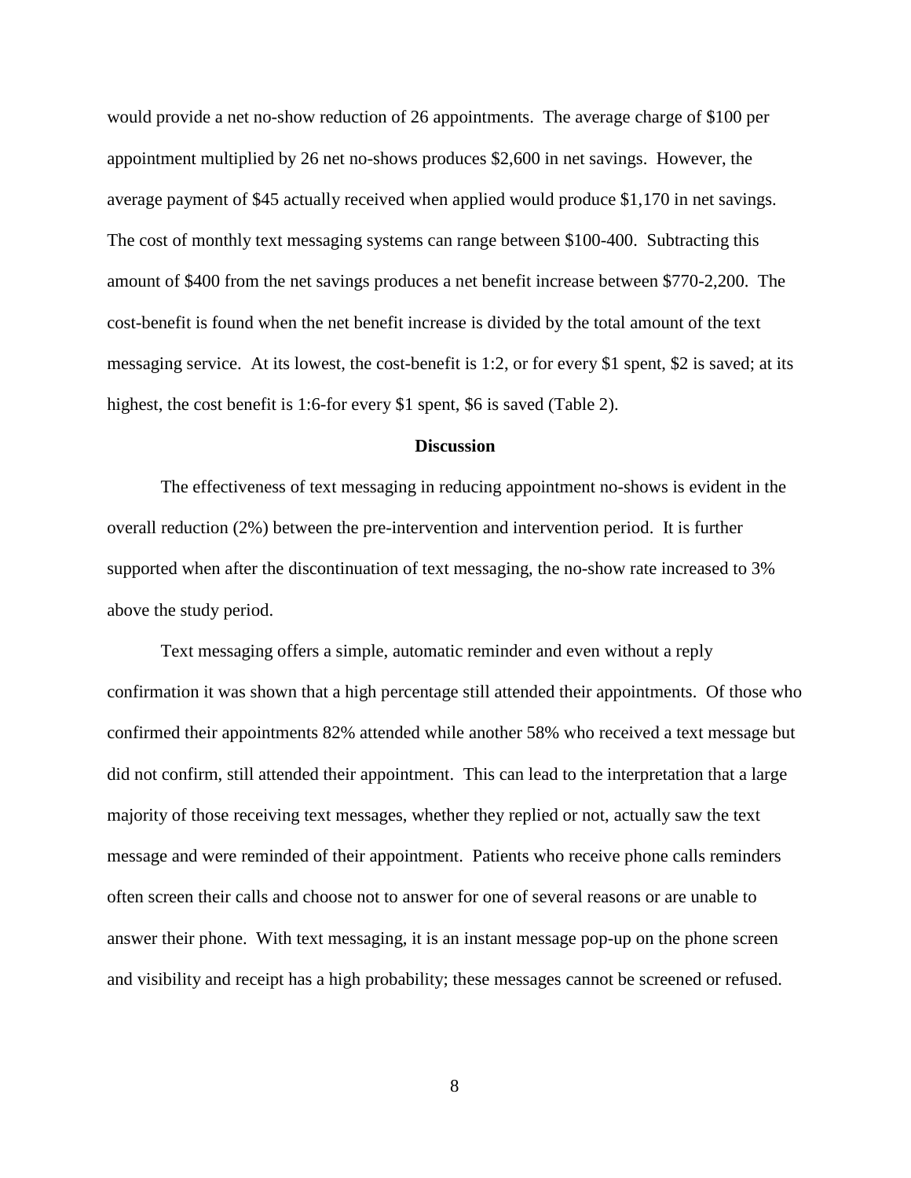would provide a net no-show reduction of 26 appointments. The average charge of $100 per appointment multiplied by 26 net no-shows produces $2,600 in net savings. However, the average payment of $45 actually received when applied would produce $1,170 in net savings. The cost of monthly text messaging systems can range between $100-400. Subtracting this amount of $400 from the net savings produces a net benefit increase between $770-2,200. The cost-benefit is found when the net benefit increase is divided by the total amount of the text messaging service. At its lowest, the cost-benefit is 1:2, or for every $1 spent, $2 is saved; at its highest, the cost benefit is 1:6-for every $1 spent, $6 is saved (Table 2).

## Discussion

The effectiveness of text messaging in reducing appointment no-shows is evident in the overall reduction (2%) between the pre-intervention and intervention period. It is further supported when after the discontinuation of text messaging, the no-show rate increased to 3% above the study period.

Text messaging offers a simple, automatic reminder and even without a reply confirmation it was shown that a high percentage still attended their appointments. Of those who confirmed their appointments 82% attended while another 58% who received a text message but did not confirm, still attended their appointment. This can lead to the interpretation that a large majority of those receiving text messages, whether they replied or not, actually saw the text message and were reminded of their appointment. Patients who receive phone calls reminders often screen their calls and choose not to answer for one of several reasons or are unable to answer their phone. With text messaging, it is an instant message pop-up on the phone screen and visibility and receipt has a high probability; these messages cannot be screened or refused.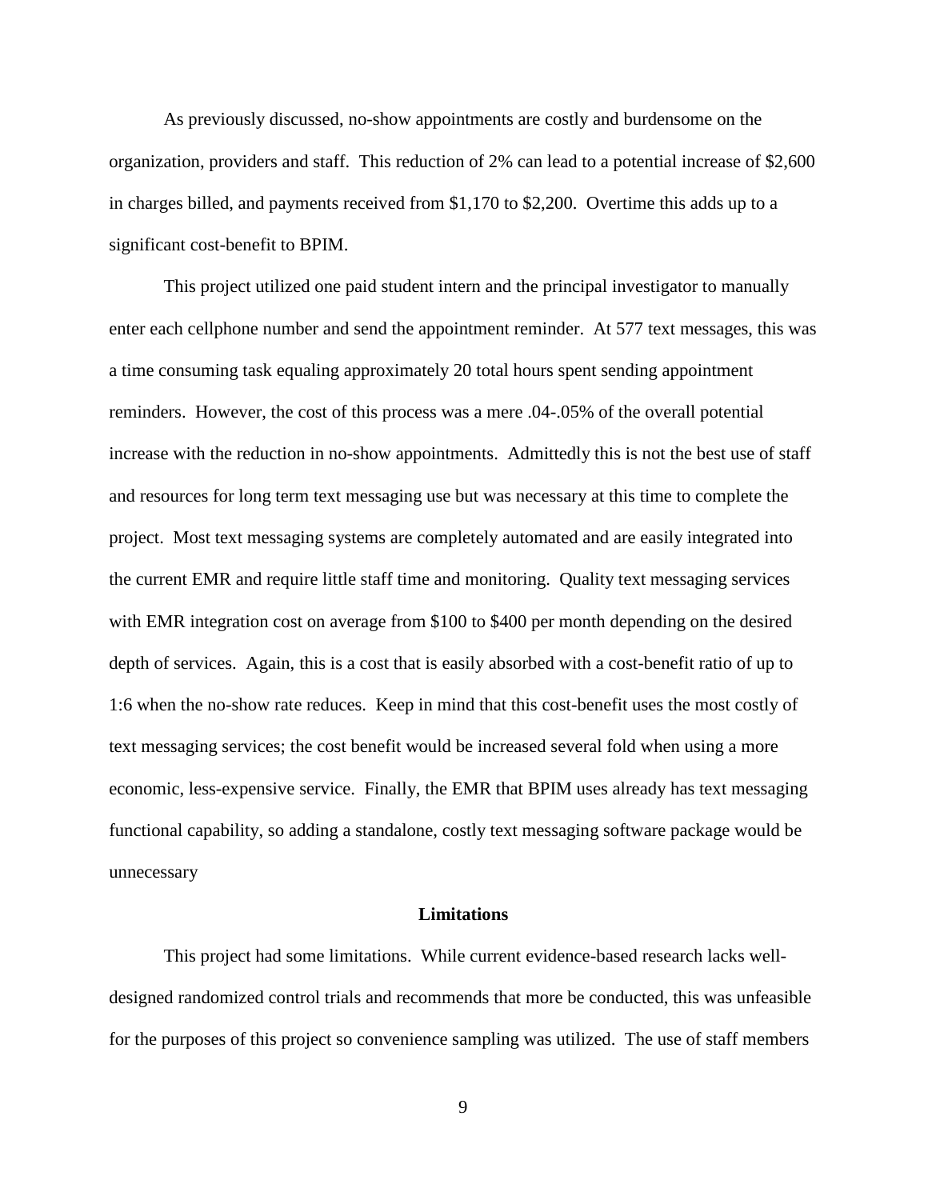As previously discussed, no-show appointments are costly and burdensome on the organization, providers and staff. This reduction of 2% can lead to a potential increase of $2,600 in charges billed, and payments received from $1,170 to $2,200. Overtime this adds up to a significant cost-benefit to BPIM.

This project utilized one paid student intern and the principal investigator to manually enter each cellphone number and send the appointment reminder. At 577 text messages, this was a time consuming task equaling approximately 20 total hours spent sending appointment reminders. However, the cost of this process was a mere .04-.05% of the overall potential increase with the reduction in no-show appointments. Admittedly this is not the best use of staff and resources for long term text messaging use but was necessary at this time to complete the project. Most text messaging systems are completely automated and are easily integrated into the current EMR and require little staff time and monitoring. Quality text messaging services with EMR integration cost on average from $100 to $400 per month depending on the desired depth of services. Again, this is a cost that is easily absorbed with a cost-benefit ratio of up to 1:6 when the no-show rate reduces. Keep in mind that this cost-benefit uses the most costly of text messaging services; the cost benefit would be increased several fold when using a more economic, less-expensive service. Finally, the EMR that BPIM uses already has text messaging functional capability, so adding a standalone, costly text messaging software package would be unnecessary

## Limitations

This project had some limitations. While current evidence-based research lacks well-designed randomized control trials and recommends that more be conducted, this was unfeasible for the purposes of this project so convenience sampling was utilized. The use of staff members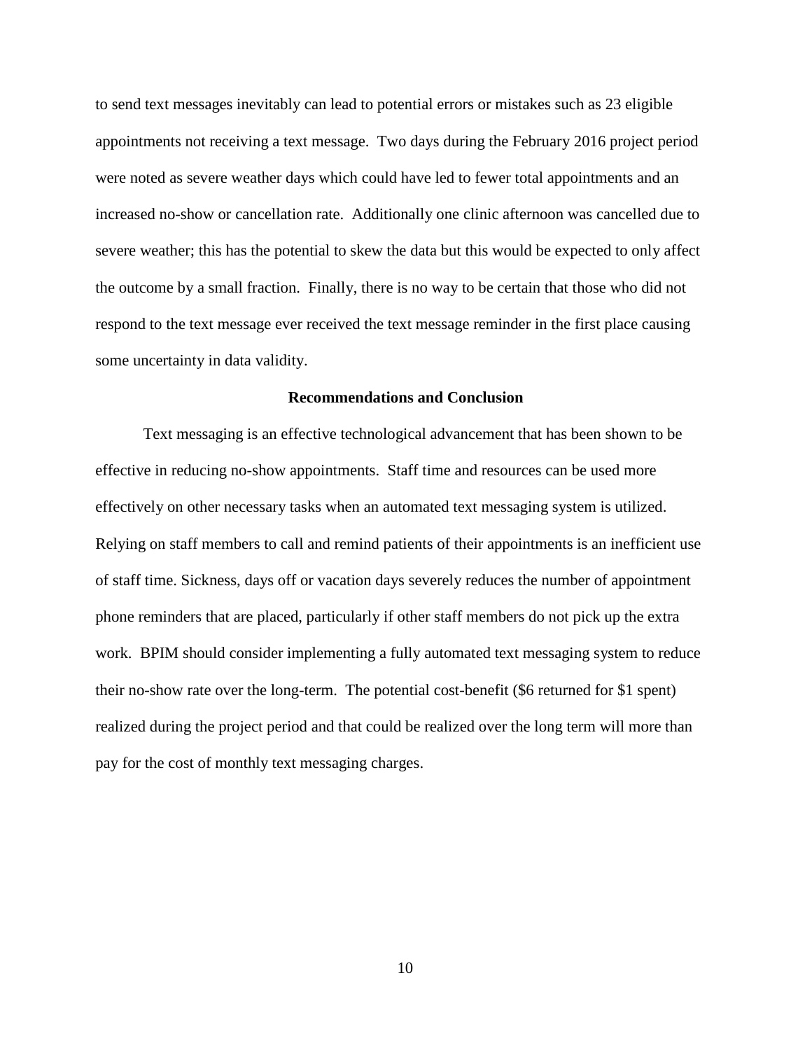to send text messages inevitably can lead to potential errors or mistakes such as 23 eligible appointments not receiving a text message. Two days during the February 2016 project period were noted as severe weather days which could have led to fewer total appointments and an increased no-show or cancellation rate. Additionally one clinic afternoon was cancelled due to severe weather; this has the potential to skew the data but this would be expected to only affect the outcome by a small fraction. Finally, there is no way to be certain that those who did not respond to the text message ever received the text message reminder in the first place causing some uncertainty in data validity.

## Recommendations and Conclusion

Text messaging is an effective technological advancement that has been shown to be effective in reducing no-show appointments. Staff time and resources can be used more effectively on other necessary tasks when an automated text messaging system is utilized. Relying on staff members to call and remind patients of their appointments is an inefficient use of staff time. Sickness, days off or vacation days severely reduces the number of appointment phone reminders that are placed, particularly if other staff members do not pick up the extra work. BPIM should consider implementing a fully automated text messaging system to reduce their no-show rate over the long-term. The potential cost-benefit ($6 returned for $1 spent) realized during the project period and that could be realized over the long term will more than pay for the cost of monthly text messaging charges.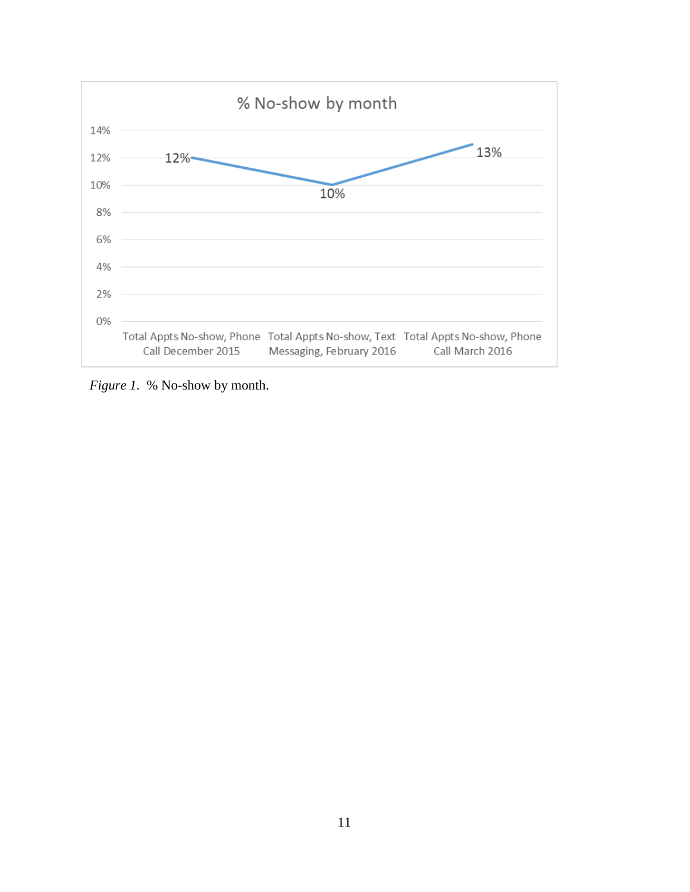**% No-show by month**

| | % No-show |
|---|---|
| Total Appts No-show, Phone Call December 2015 | 12% |
| Total Appts No-show, Text Messaging, February 2016 | 10% |
| Total Appts No-show, Phone Call March 2016 | 13% |

*Figure 1*. % No-show by month.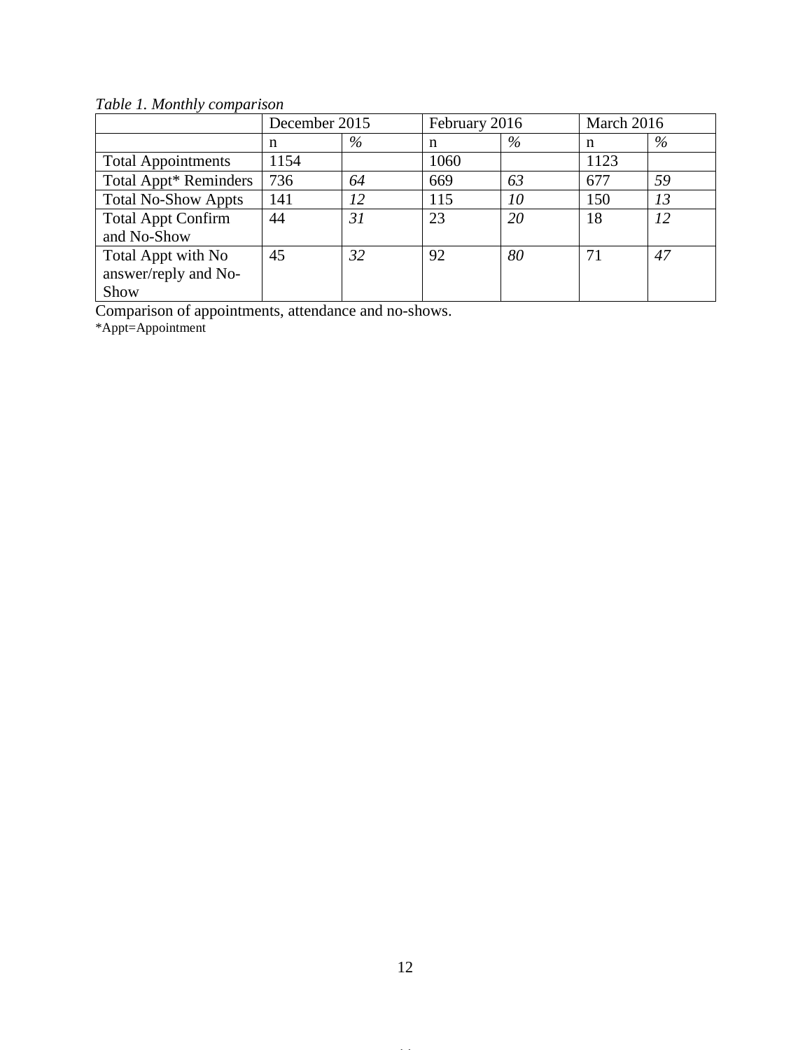*Table 1. Monthly comparison*

| | December 2015 | | February 2016 | | March 2016 | |
|---|---|---|---|---|---|---|
| | n | *%* | n | *%* | n | *%* |
| Total Appointments | 1154 | | 1060 | | 1123 | |
| Total Appt* Reminders | 736 | *64* | 669 | *63* | 677 | *59* |
| Total No-Show Appts | 141 | *12* | 115 | *10* | 150 | *13* |
| Total Appt Confirm and No-Show | 44 | *31* | 23 | *20* | 18 | *12* |
| Total Appt with No answer/reply and No-Show | 45 | *32* | 92 | *80* | 71 | *47* |

Comparison of appointments, attendance and no-shows.

*Appt=Appointment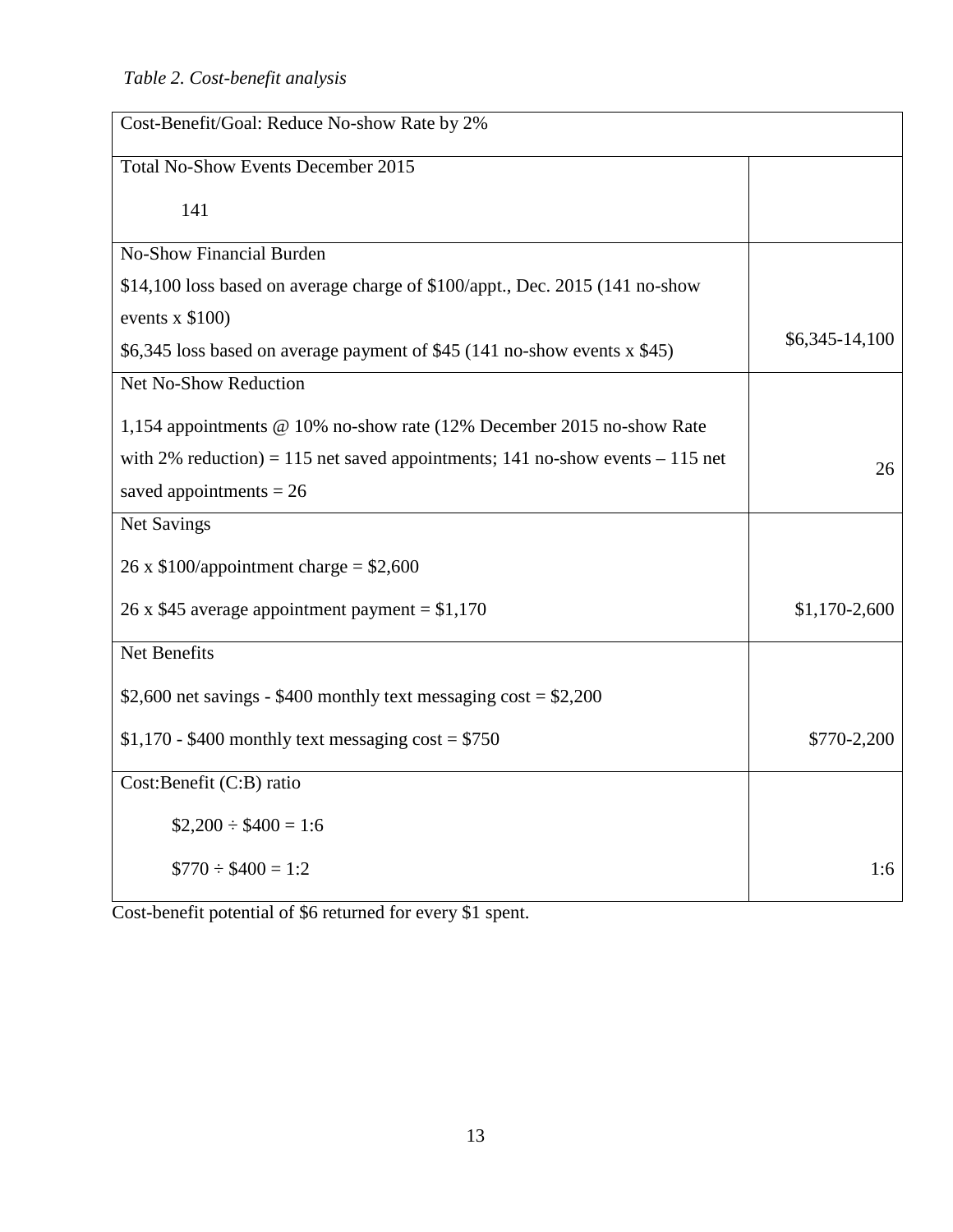*Table 2. Cost-benefit analysis*

| Cost-Benefit/Goal: Reduce No-show Rate by 2% | |
|---|---|
| Total No-Show Events December 2015<br><br>141 | |
| No-Show Financial Burden<br>$14,100 loss based on average charge of $100/appt., Dec. 2015 (141 no-show events x $100)<br>$6,345 loss based on average payment of $45 (141 no-show events x $45) | $6,345-14,100 |
| Net No-Show Reduction<br><br>1,154 appointments @ 10% no-show rate (12% December 2015 no-show Rate with 2% reduction) = 115 net saved appointments; 141 no-show events – 115 net saved appointments = 26 | 26 |
| Net Savings<br><br>26 x $100/appointment charge = $2,600<br><br>26 x $45 average appointment payment = $1,170 | $1,170-2,600 |
| Net Benefits<br><br>$2,600 net savings - $400 monthly text messaging cost = $2,200<br><br>$1,170 - $400 monthly text messaging cost = $750 | $770-2,200 |
| Cost:Benefit (C:B) ratio<br><br>$2,200 ÷ $400 = 1:6<br><br>$770 ÷ $400 = 1:2 | 1:6 |

Cost-benefit potential of $6 returned for every $1 spent.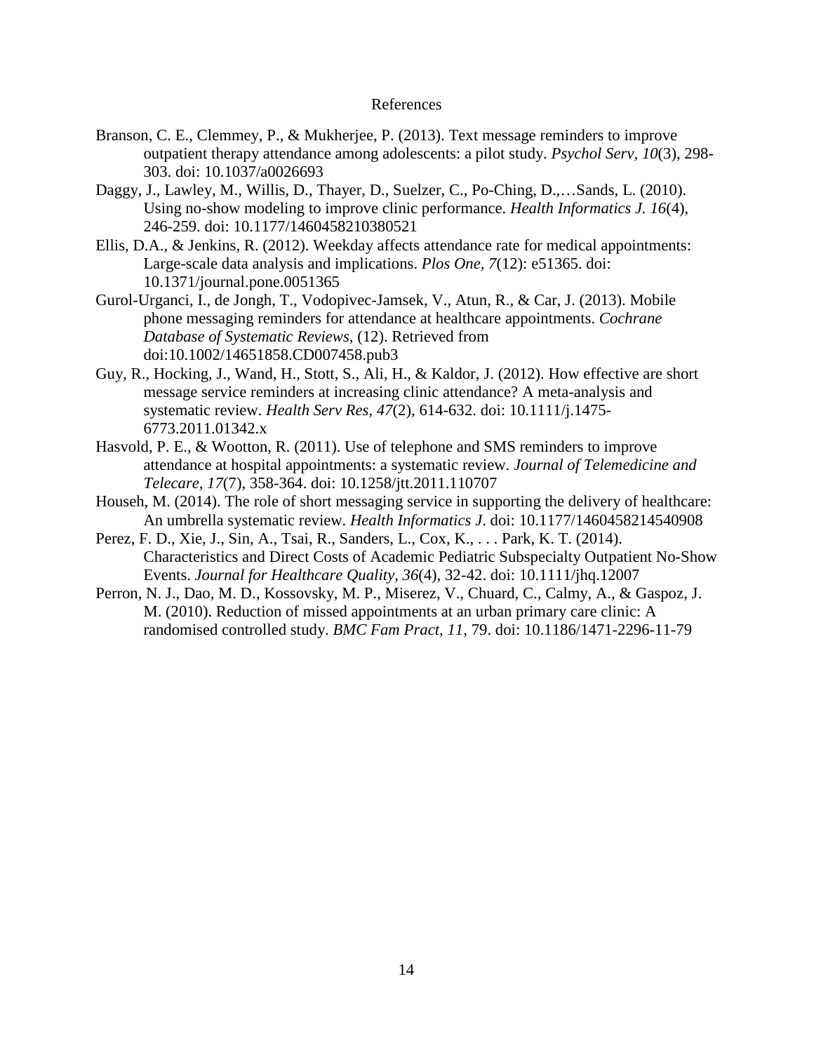# References

Branson, C. E., Clemmey, P., & Mukherjee, P. (2013). Text message reminders to improve outpatient therapy attendance among adolescents: a pilot study. *Psychol Serv, 10*(3), 298-303. doi: 10.1037/a0026693

Daggy, J., Lawley, M., Willis, D., Thayer, D., Suelzer, C., Po-Ching, D.,…Sands, L. (2010). Using no-show modeling to improve clinic performance. *Health Informatics J. 16*(4), 246-259. doi: 10.1177/1460458210380521

Ellis, D.A., & Jenkins, R. (2012). Weekday affects attendance rate for medical appointments: Large-scale data analysis and implications. *Plos One, 7*(12): e51365. doi: 10.1371/journal.pone.0051365

Gurol-Urganci, I., de Jongh, T., Vodopivec-Jamsek, V., Atun, R., & Car, J. (2013). Mobile phone messaging reminders for attendance at healthcare appointments. *Cochrane Database of Systematic Reviews,* (12). Retrieved from doi:10.1002/14651858.CD007458.pub3

Guy, R., Hocking, J., Wand, H., Stott, S., Ali, H., & Kaldor, J. (2012). How effective are short message service reminders at increasing clinic attendance? A meta-analysis and systematic review. *Health Serv Res, 47*(2), 614-632. doi: 10.1111/j.1475-6773.2011.01342.x

Hasvold, P. E., & Wootton, R. (2011). Use of telephone and SMS reminders to improve attendance at hospital appointments: a systematic review. *Journal of Telemedicine and Telecare, 17*(7), 358-364. doi: 10.1258/jtt.2011.110707

Househ, M. (2014). The role of short messaging service in supporting the delivery of healthcare: An umbrella systematic review. *Health Informatics J*. doi: 10.1177/1460458214540908

Perez, F. D., Xie, J., Sin, A., Tsai, R., Sanders, L., Cox, K., . . . Park, K. T. (2014). Characteristics and Direct Costs of Academic Pediatric Subspecialty Outpatient No-Show Events. *Journal for Healthcare Quality, 36*(4), 32-42. doi: 10.1111/jhq.12007

Perron, N. J., Dao, M. D., Kossovsky, M. P., Miserez, V., Chuard, C., Calmy, A., & Gaspoz, J. M. (2010). Reduction of missed appointments at an urban primary care clinic: A randomised controlled study. *BMC Fam Pract, 11*, 79. doi: 10.1186/1471-2296-11-79